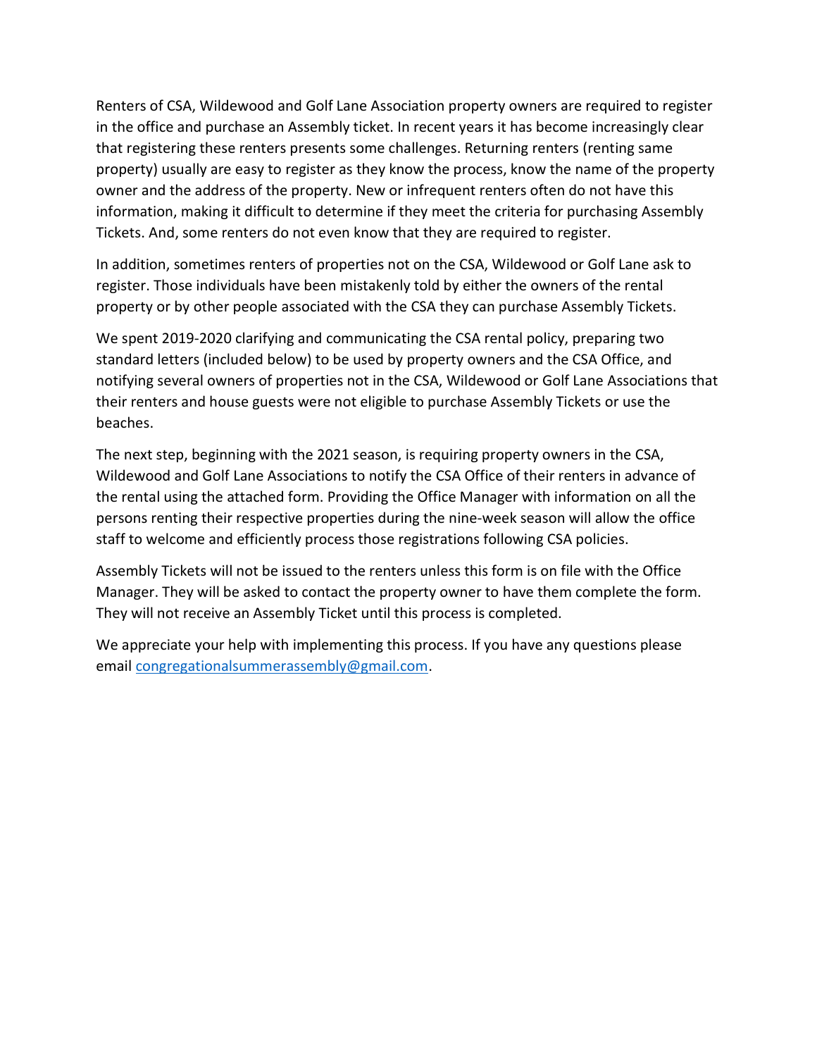Renters of CSA, Wildewood and Golf Lane Association property owners are required to register in the office and purchase an Assembly ticket. In recent years it has become increasingly clear that registering these renters presents some challenges. Returning renters (renting same property) usually are easy to register as they know the process, know the name of the property owner and the address of the property. New or infrequent renters often do not have this information, making it difficult to determine if they meet the criteria for purchasing Assembly Tickets. And, some renters do not even know that they are required to register.

In addition, sometimes renters of properties not on the CSA, Wildewood or Golf Lane ask to register. Those individuals have been mistakenly told by either the owners of the rental property or by other people associated with the CSA they can purchase Assembly Tickets.

We spent 2019-2020 clarifying and communicating the CSA rental policy, preparing two standard letters (included below) to be used by property owners and the CSA Office, and notifying several owners of properties not in the CSA, Wildewood or Golf Lane Associations that their renters and house guests were not eligible to purchase Assembly Tickets or use the beaches.

The next step, beginning with the 2021 season, is requiring property owners in the CSA, Wildewood and Golf Lane Associations to notify the CSA Office of their renters in advance of the rental using the attached form. Providing the Office Manager with information on all the persons renting their respective properties during the nine-week season will allow the office staff to welcome and efficiently process those registrations following CSA policies.

Assembly Tickets will not be issued to the renters unless this form is on file with the Office Manager. They will be asked to contact the property owner to have them complete the form. They will not receive an Assembly Ticket until this process is completed.

We appreciate your help with implementing this process. If you have any questions please email congregationalsummerassembly@gmail.com.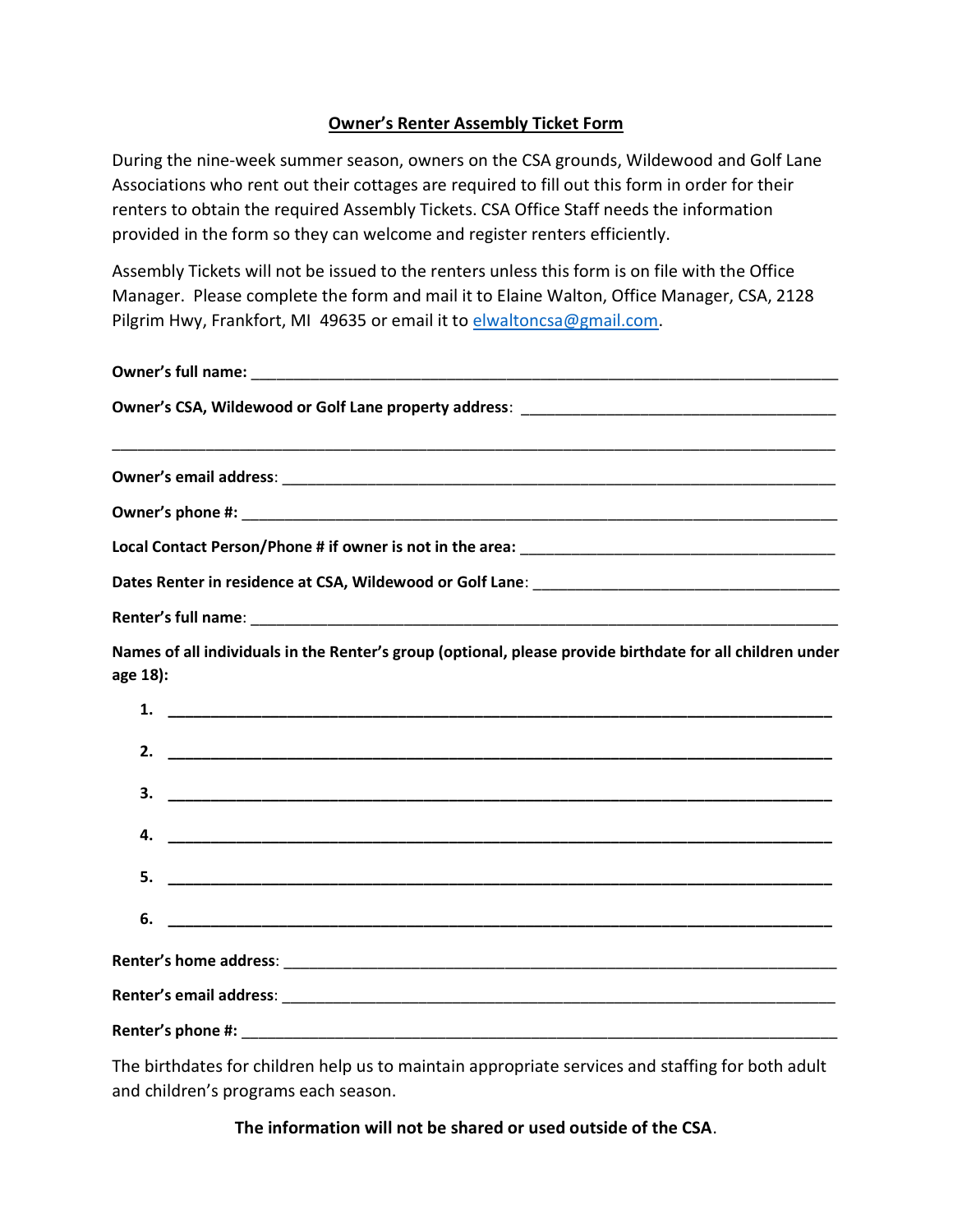## Owner's Renter Assembly Ticket Form

During the nine-week summer season, owners on the CSA grounds, Wildewood and Golf Lane Associations who rent out their cottages are required to fill out this form in order for their renters to obtain the required Assembly Tickets. CSA Office Staff needs the information provided in the form so they can welcome and register renters efficiently.

Assembly Tickets will not be issued to the renters unless this form is on file with the Office Manager. Please complete the form and mail it to Elaine Walton, Office Manager, CSA, 2128 Pilgrim Hwy, Frankfort, MI 49635 or email it to elwaltoncsa@gmail.com.

**Owner's full name:** ______________________________________________________________

**Owner's CSA, Wildewood or Golf Lane property address**: ___________________________________

_____________________________________________________________________________

**Owner's email address**: ________________________________________________________

**Owner's phone #:** ____________________________________________________________

**Local Contact Person/Phone # if owner is not in the area:** ___________________________

**Dates Renter in residence at CSA, Wildewood or Golf Lane**: __________________________

**Renter's full name**: __________________________________________________________

**Names of all individuals in the Renter's group (optional, please provide birthdate for all children under age 18):**

1. ______________________________________________________________________
2. ______________________________________________________________________
3. ______________________________________________________________________
4. ______________________________________________________________________
5. ______________________________________________________________________
6. ______________________________________________________________________

**Renter's home address**: ______________________________________________________

**Renter's email address**: ______________________________________________________

**Renter's phone #:** _________________________________________________________

The birthdates for children help us to maintain appropriate services and staffing for both adult and children's programs each season.

**The information will not be shared or used outside of the CSA**.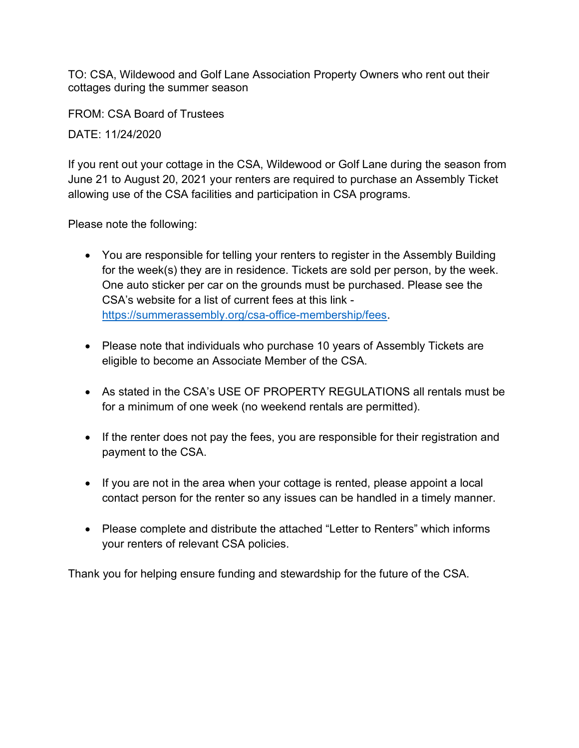TO: CSA, Wildewood and Golf Lane Association Property Owners who rent out their cottages during the summer season

FROM: CSA Board of Trustees

DATE: 11/24/2020

If you rent out your cottage in the CSA, Wildewood or Golf Lane during the season from June 21 to August 20, 2021 your renters are required to purchase an Assembly Ticket allowing use of the CSA facilities and participation in CSA programs.

Please note the following:

- You are responsible for telling your renters to register in the Assembly Building for the week(s) they are in residence. Tickets are sold per person, by the week. One auto sticker per car on the grounds must be purchased. Please see the CSA's website for a list of current fees at this link - [https://summerassembly.org/csa-office-membership/fees](https://summerassembly.org/csa-office-membership/fees).

- Please note that individuals who purchase 10 years of Assembly Tickets are eligible to become an Associate Member of the CSA.

- As stated in the CSA's USE OF PROPERTY REGULATIONS all rentals must be for a minimum of one week (no weekend rentals are permitted).

- If the renter does not pay the fees, you are responsible for their registration and payment to the CSA.

- If you are not in the area when your cottage is rented, please appoint a local contact person for the renter so any issues can be handled in a timely manner.

- Please complete and distribute the attached "Letter to Renters" which informs your renters of relevant CSA policies.

Thank you for helping ensure funding and stewardship for the future of the CSA.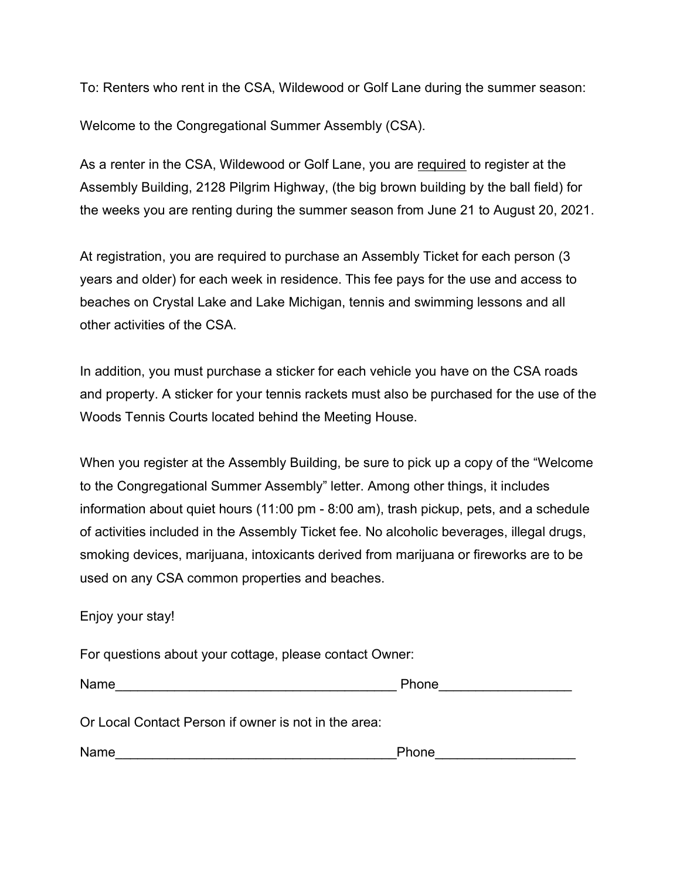To: Renters who rent in the CSA, Wildewood or Golf Lane during the summer season:

Welcome to the Congregational Summer Assembly (CSA).

As a renter in the CSA, Wildewood or Golf Lane, you are <u>required</u> to register at the Assembly Building, 2128 Pilgrim Highway, (the big brown building by the ball field) for the weeks you are renting during the summer season from June 21 to August 20, 2021.

At registration, you are required to purchase an Assembly Ticket for each person (3 years and older) for each week in residence. This fee pays for the use and access to beaches on Crystal Lake and Lake Michigan, tennis and swimming lessons and all other activities of the CSA.

In addition, you must purchase a sticker for each vehicle you have on the CSA roads and property. A sticker for your tennis rackets must also be purchased for the use of the Woods Tennis Courts located behind the Meeting House.

When you register at the Assembly Building, be sure to pick up a copy of the "Welcome to the Congregational Summer Assembly" letter. Among other things, it includes information about quiet hours (11:00 pm - 8:00 am), trash pickup, pets, and a schedule of activities included in the Assembly Ticket fee. No alcoholic beverages, illegal drugs, smoking devices, marijuana, intoxicants derived from marijuana or fireworks are to be used on any CSA common properties and beaches.

Enjoy your stay!

For questions about your cottage, please contact Owner:

Name______________________________________ Phone_________________

Or Local Contact Person if owner is not in the area:

Name______________________________________Phone__________________